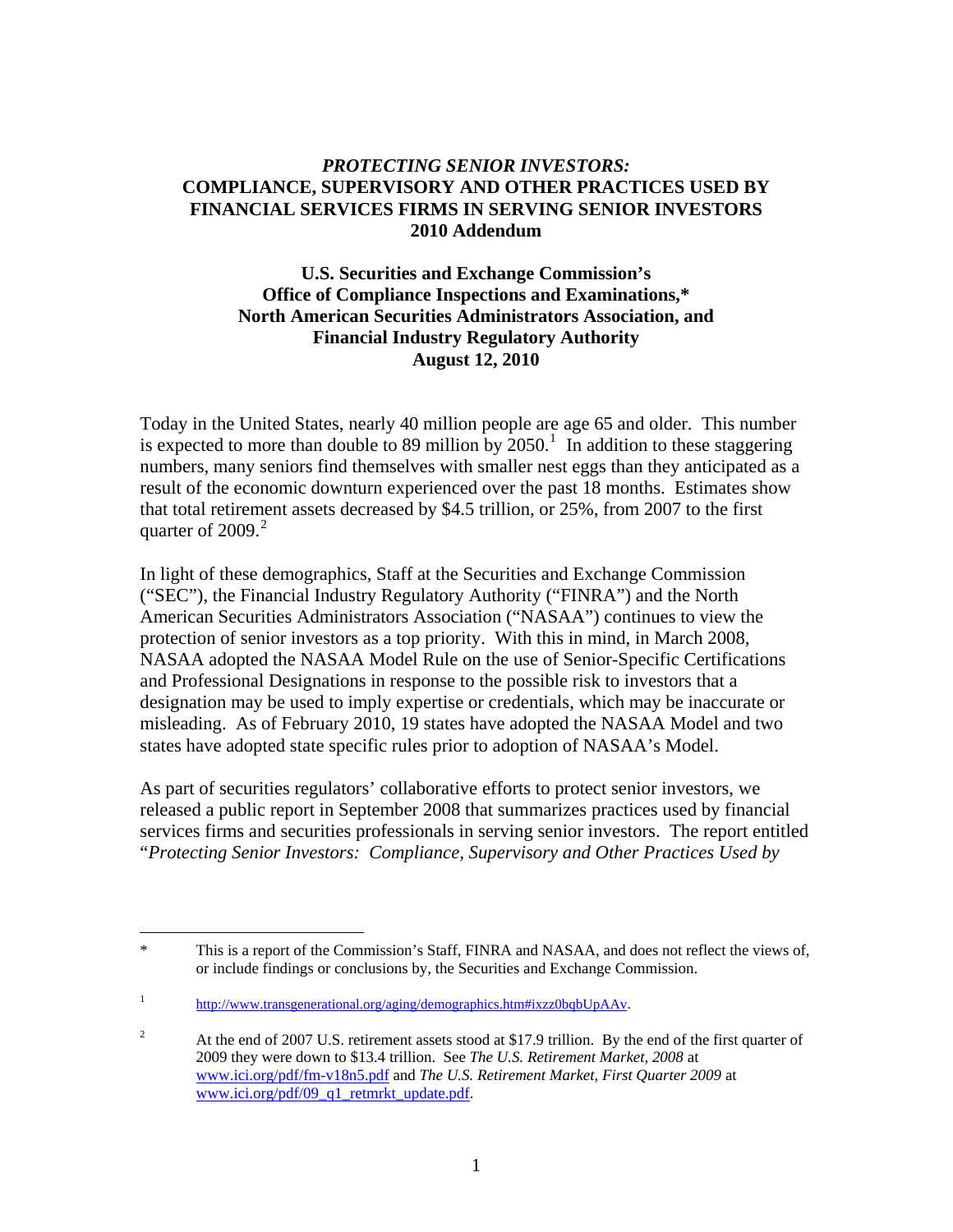# *PROTECTING SENIOR INVESTORS:* COMPLIANCE, SUPERVISORY AND OTHER PRACTICES USED BY FINANCIAL SERVICES FIRMS IN SERVING SENIOR INVESTORS 2010 Addendum

**U.S. Securities and Exchange Commission's**
**Office of Compliance Inspections and Examinations,***
**North American Securities Administrators Association, and**
**Financial Industry Regulatory Authority**
**August 12, 2010**

Today in the United States, nearly 40 million people are age 65 and older. This number is expected to more than double to 89 million by 2050.[1] In addition to these staggering numbers, many seniors find themselves with smaller nest eggs than they anticipated as a result of the economic downturn experienced over the past 18 months. Estimates show that total retirement assets decreased by $4.5 trillion, or 25%, from 2007 to the first quarter of 2009.[2]

In light of these demographics, Staff at the Securities and Exchange Commission ("SEC"), the Financial Industry Regulatory Authority ("FINRA") and the North American Securities Administrators Association ("NASAA") continues to view the protection of senior investors as a top priority. With this in mind, in March 2008, NASAA adopted the NASAA Model Rule on the use of Senior-Specific Certifications and Professional Designations in response to the possible risk to investors that a designation may be used to imply expertise or credentials, which may be inaccurate or misleading. As of February 2010, 19 states have adopted the NASAA Model and two states have adopted state specific rules prior to adoption of NASAA's Model.

As part of securities regulators' collaborative efforts to protect senior investors, we released a public report in September 2008 that summarizes practices used by financial services firms and securities professionals in serving senior investors. The report entitled "*Protecting Senior Investors: Compliance, Supervisory and Other Practices Used by*

---

\* This is a report of the Commission's Staff, FINRA and NASAA, and does not reflect the views of, or include findings or conclusions by, the Securities and Exchange Commission.

[1] http://www.transgenerational.org/aging/demographics.htm#ixzz0bqbUpAAv.

[2] At the end of 2007 U.S. retirement assets stood at $17.9 trillion. By the end of the first quarter of 2009 they were down to $13.4 trillion. See *The U.S. Retirement Market, 2008* at www.ici.org/pdf/fm-v18n5.pdf and *The U.S. Retirement Market, First Quarter 2009* at www.ici.org/pdf/09_q1_retmrkt_update.pdf.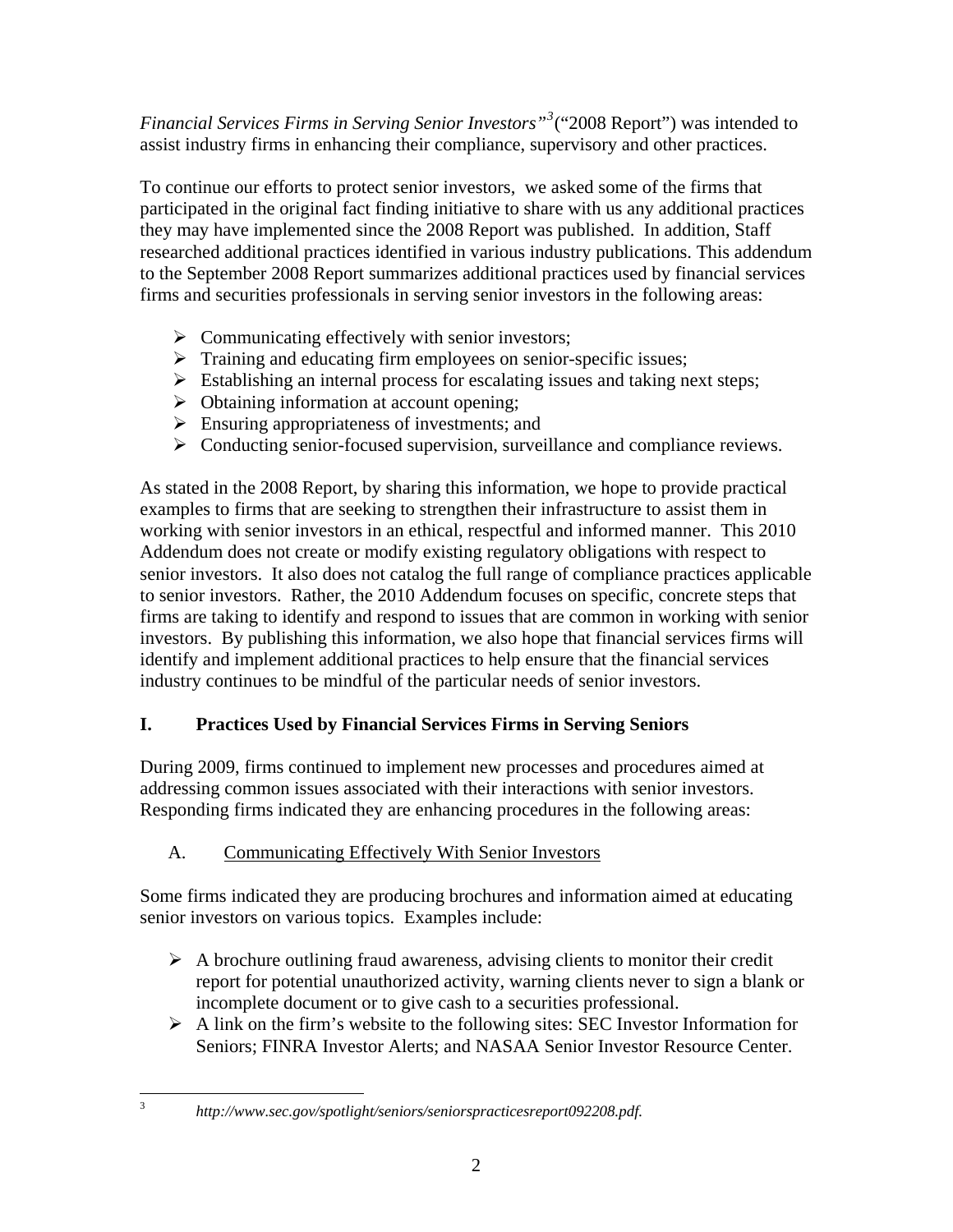*Financial Services Firms in Serving Senior Investors"*[3] ("2008 Report") was intended to assist industry firms in enhancing their compliance, supervisory and other practices.

To continue our efforts to protect senior investors, we asked some of the firms that participated in the original fact finding initiative to share with us any additional practices they may have implemented since the 2008 Report was published. In addition, Staff researched additional practices identified in various industry publications. This addendum to the September 2008 Report summarizes additional practices used by financial services firms and securities professionals in serving senior investors in the following areas:

- Communicating effectively with senior investors;
- Training and educating firm employees on senior-specific issues;
- Establishing an internal process for escalating issues and taking next steps;
- Obtaining information at account opening;
- Ensuring appropriateness of investments; and
- Conducting senior-focused supervision, surveillance and compliance reviews.

As stated in the 2008 Report, by sharing this information, we hope to provide practical examples to firms that are seeking to strengthen their infrastructure to assist them in working with senior investors in an ethical, respectful and informed manner. This 2010 Addendum does not create or modify existing regulatory obligations with respect to senior investors. It also does not catalog the full range of compliance practices applicable to senior investors. Rather, the 2010 Addendum focuses on specific, concrete steps that firms are taking to identify and respond to issues that are common in working with senior investors. By publishing this information, we also hope that financial services firms will identify and implement additional practices to help ensure that the financial services industry continues to be mindful of the particular needs of senior investors.

## I. Practices Used by Financial Services Firms in Serving Seniors

During 2009, firms continued to implement new processes and procedures aimed at addressing common issues associated with their interactions with senior investors. Responding firms indicated they are enhancing procedures in the following areas:

### A. Communicating Effectively With Senior Investors

Some firms indicated they are producing brochures and information aimed at educating senior investors on various topics. Examples include:

- A brochure outlining fraud awareness, advising clients to monitor their credit report for potential unauthorized activity, warning clients never to sign a blank or incomplete document or to give cash to a securities professional.
- A link on the firm's website to the following sites: SEC Investor Information for Seniors; FINRA Investor Alerts; and NASAA Senior Investor Resource Center.

---

[3] *http://www.sec.gov/spotlight/seniors/seniorspracticesreport092208.pdf.*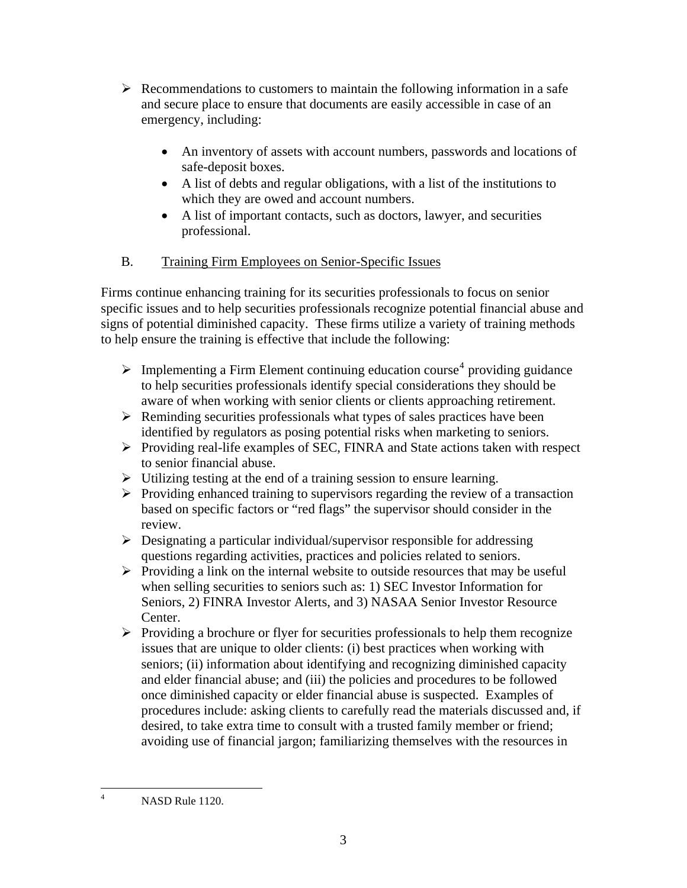- Recommendations to customers to maintain the following information in a safe and secure place to ensure that documents are easily accessible in case of an emergency, including:

    - An inventory of assets with account numbers, passwords and locations of safe-deposit boxes.
    - A list of debts and regular obligations, with a list of the institutions to which they are owed and account numbers.
    - A list of important contacts, such as doctors, lawyer, and securities professional.

B. <u>Training Firm Employees on Senior-Specific Issues</u>

Firms continue enhancing training for its securities professionals to focus on senior specific issues and to help securities professionals recognize potential financial abuse and signs of potential diminished capacity. These firms utilize a variety of training methods to help ensure the training is effective that include the following:

- Implementing a Firm Element continuing education course[4] providing guidance to help securities professionals identify special considerations they should be aware of when working with senior clients or clients approaching retirement.
- Reminding securities professionals what types of sales practices have been identified by regulators as posing potential risks when marketing to seniors.
- Providing real-life examples of SEC, FINRA and State actions taken with respect to senior financial abuse.
- Utilizing testing at the end of a training session to ensure learning.
- Providing enhanced training to supervisors regarding the review of a transaction based on specific factors or "red flags" the supervisor should consider in the review.
- Designating a particular individual/supervisor responsible for addressing questions regarding activities, practices and policies related to seniors.
- Providing a link on the internal website to outside resources that may be useful when selling securities to seniors such as: 1) SEC Investor Information for Seniors, 2) FINRA Investor Alerts, and 3) NASAA Senior Investor Resource Center.
- Providing a brochure or flyer for securities professionals to help them recognize issues that are unique to older clients: (i) best practices when working with seniors; (ii) information about identifying and recognizing diminished capacity and elder financial abuse; and (iii) the policies and procedures to be followed once diminished capacity or elder financial abuse is suspected. Examples of procedures include: asking clients to carefully read the materials discussed and, if desired, to take extra time to consult with a trusted family member or friend; avoiding use of financial jargon; familiarizing themselves with the resources in

---

[4] NASD Rule 1120.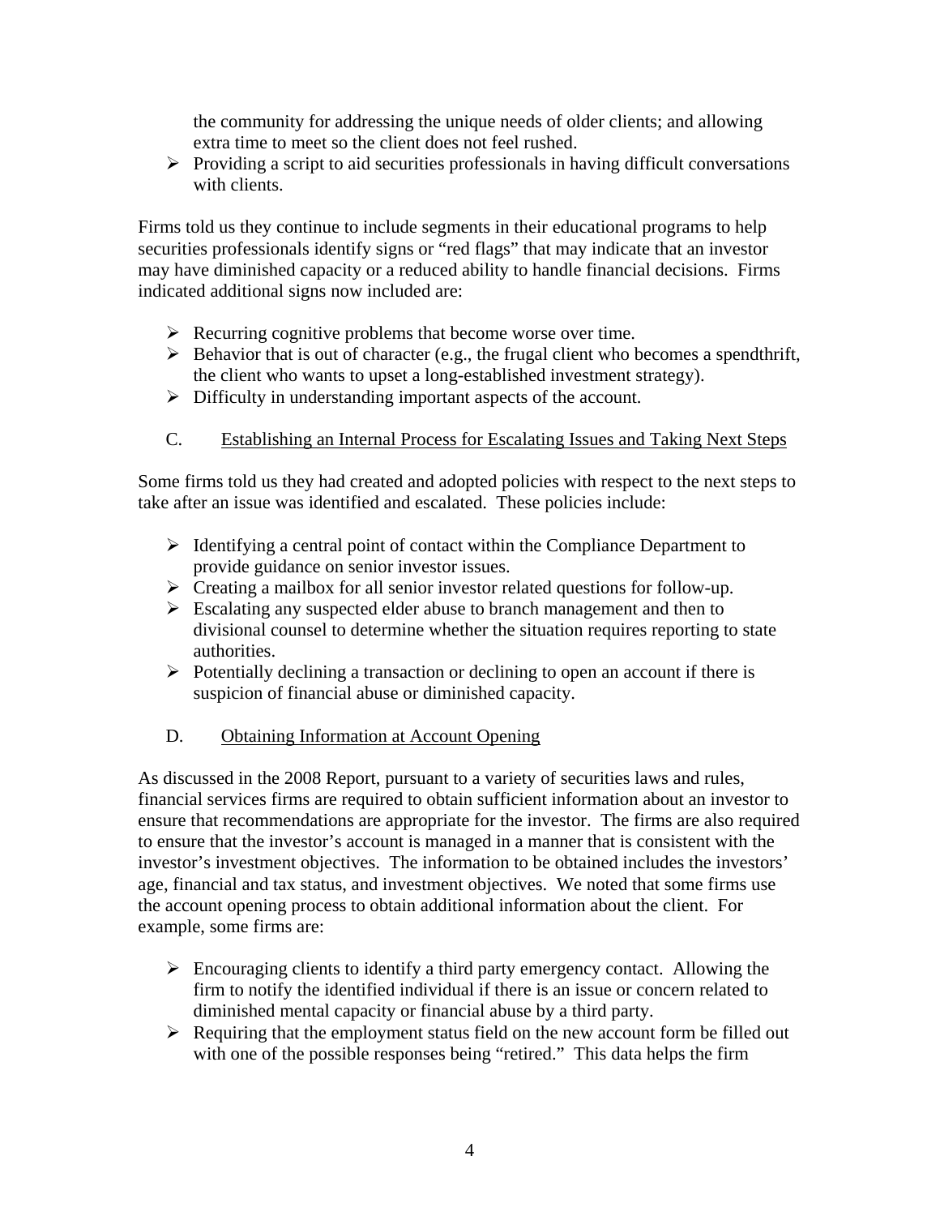the community for addressing the unique needs of older clients; and allowing extra time to meet so the client does not feel rushed.

- Providing a script to aid securities professionals in having difficult conversations with clients.

Firms told us they continue to include segments in their educational programs to help securities professionals identify signs or "red flags" that may indicate that an investor may have diminished capacity or a reduced ability to handle financial decisions. Firms indicated additional signs now included are:

- Recurring cognitive problems that become worse over time.
- Behavior that is out of character (e.g., the frugal client who becomes a spendthrift, the client who wants to upset a long-established investment strategy).
- Difficulty in understanding important aspects of the account.

### C. Establishing an Internal Process for Escalating Issues and Taking Next Steps

Some firms told us they had created and adopted policies with respect to the next steps to take after an issue was identified and escalated. These policies include:

- Identifying a central point of contact within the Compliance Department to provide guidance on senior investor issues.
- Creating a mailbox for all senior investor related questions for follow-up.
- Escalating any suspected elder abuse to branch management and then to divisional counsel to determine whether the situation requires reporting to state authorities.
- Potentially declining a transaction or declining to open an account if there is suspicion of financial abuse or diminished capacity.

### D. Obtaining Information at Account Opening

As discussed in the 2008 Report, pursuant to a variety of securities laws and rules, financial services firms are required to obtain sufficient information about an investor to ensure that recommendations are appropriate for the investor. The firms are also required to ensure that the investor's account is managed in a manner that is consistent with the investor's investment objectives. The information to be obtained includes the investors' age, financial and tax status, and investment objectives. We noted that some firms use the account opening process to obtain additional information about the client. For example, some firms are:

- Encouraging clients to identify a third party emergency contact. Allowing the firm to notify the identified individual if there is an issue or concern related to diminished mental capacity or financial abuse by a third party.
- Requiring that the employment status field on the new account form be filled out with one of the possible responses being "retired." This data helps the firm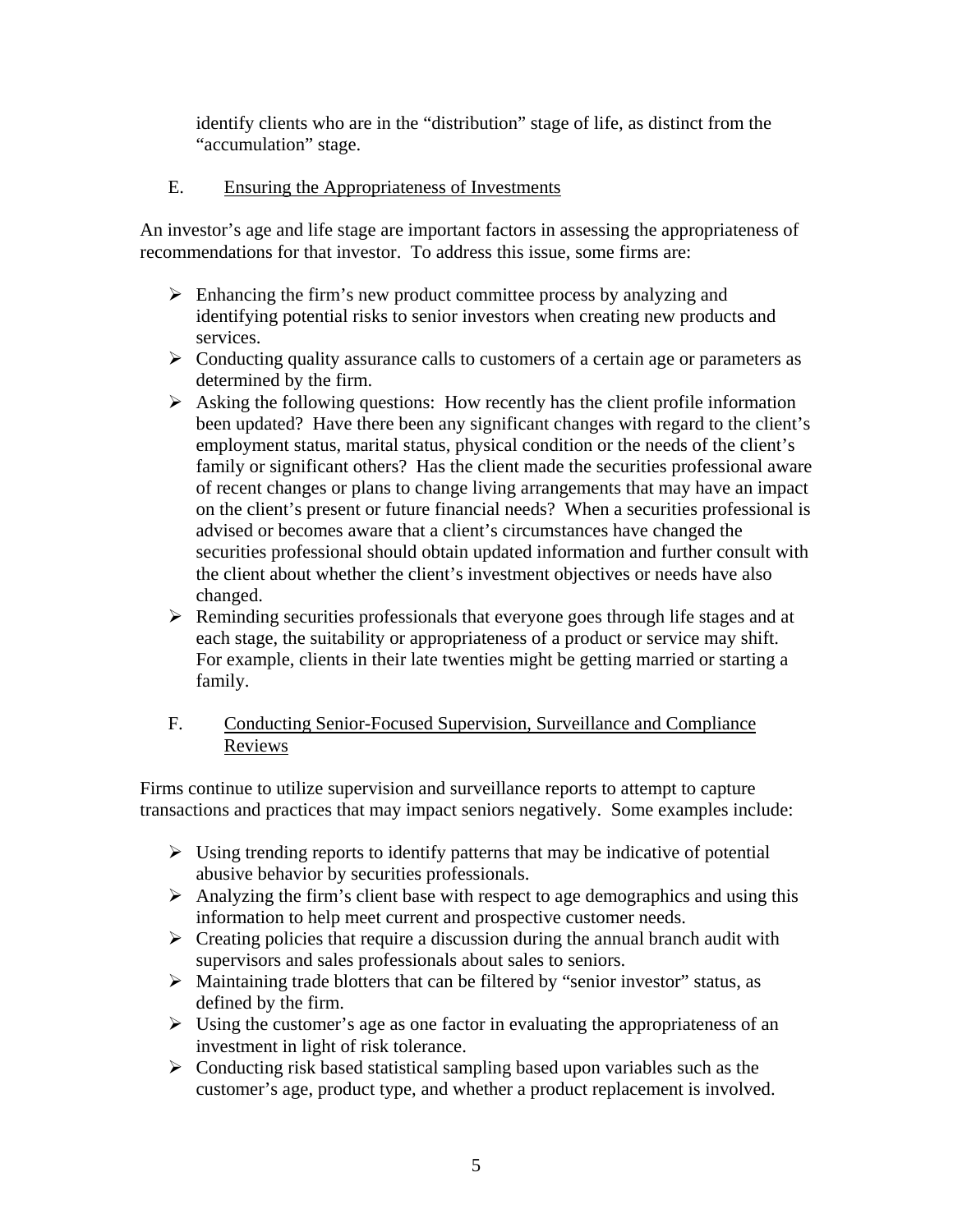identify clients who are in the "distribution" stage of life, as distinct from the "accumulation" stage.

### E. Ensuring the Appropriateness of Investments

An investor's age and life stage are important factors in assessing the appropriateness of recommendations for that investor. To address this issue, some firms are:

- Enhancing the firm's new product committee process by analyzing and identifying potential risks to senior investors when creating new products and services.
- Conducting quality assurance calls to customers of a certain age or parameters as determined by the firm.
- Asking the following questions: How recently has the client profile information been updated? Have there been any significant changes with regard to the client's employment status, marital status, physical condition or the needs of the client's family or significant others? Has the client made the securities professional aware of recent changes or plans to change living arrangements that may have an impact on the client's present or future financial needs? When a securities professional is advised or becomes aware that a client's circumstances have changed the securities professional should obtain updated information and further consult with the client about whether the client's investment objectives or needs have also changed.
- Reminding securities professionals that everyone goes through life stages and at each stage, the suitability or appropriateness of a product or service may shift. For example, clients in their late twenties might be getting married or starting a family.

### F. Conducting Senior-Focused Supervision, Surveillance and Compliance Reviews

Firms continue to utilize supervision and surveillance reports to attempt to capture transactions and practices that may impact seniors negatively. Some examples include:

- Using trending reports to identify patterns that may be indicative of potential abusive behavior by securities professionals.
- Analyzing the firm's client base with respect to age demographics and using this information to help meet current and prospective customer needs.
- Creating policies that require a discussion during the annual branch audit with supervisors and sales professionals about sales to seniors.
- Maintaining trade blotters that can be filtered by "senior investor" status, as defined by the firm.
- Using the customer's age as one factor in evaluating the appropriateness of an investment in light of risk tolerance.
- Conducting risk based statistical sampling based upon variables such as the customer's age, product type, and whether a product replacement is involved.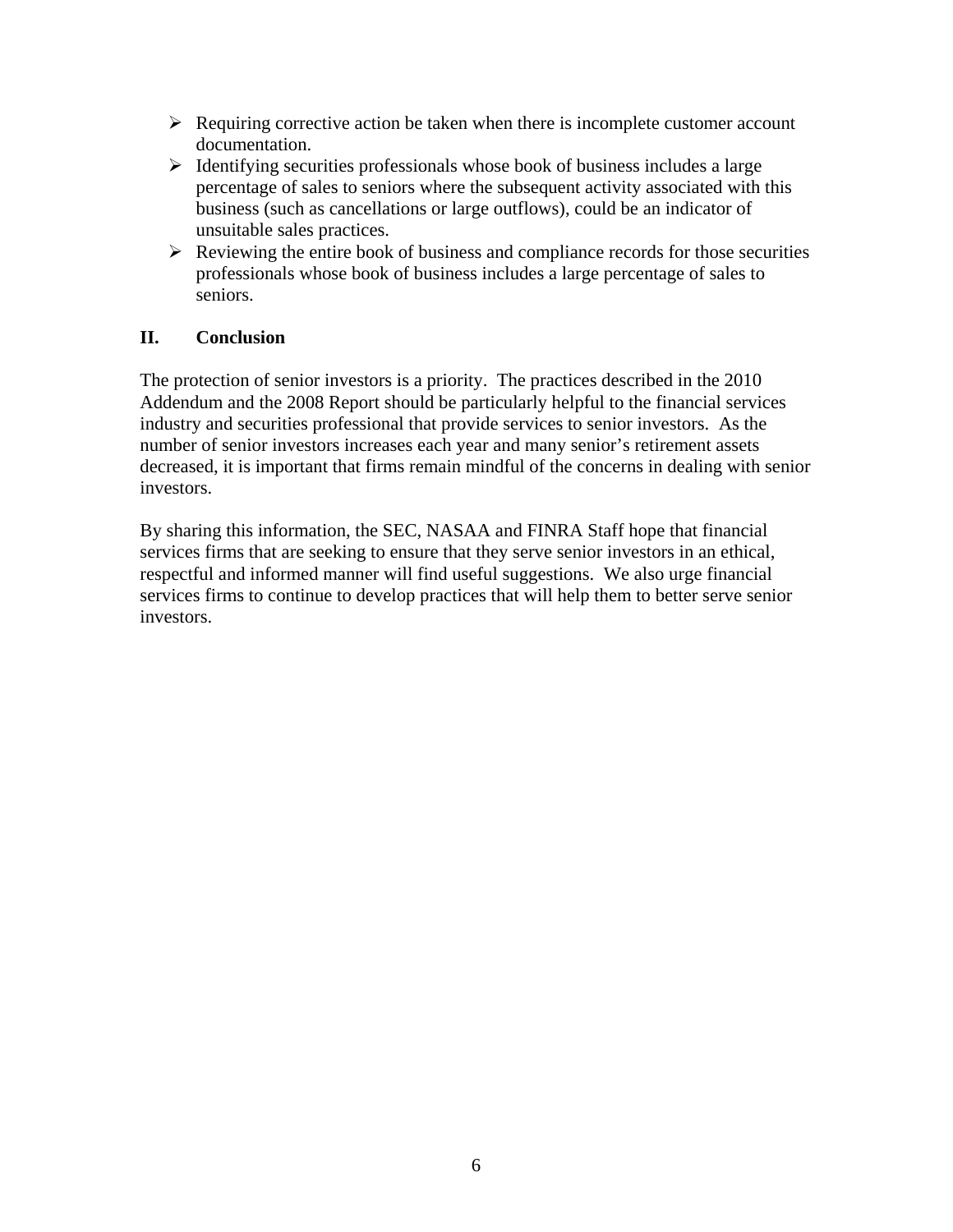- Requiring corrective action be taken when there is incomplete customer account documentation.
- Identifying securities professionals whose book of business includes a large percentage of sales to seniors where the subsequent activity associated with this business (such as cancellations or large outflows), could be an indicator of unsuitable sales practices.
- Reviewing the entire book of business and compliance records for those securities professionals whose book of business includes a large percentage of sales to seniors.

## II. Conclusion

The protection of senior investors is a priority. The practices described in the 2010 Addendum and the 2008 Report should be particularly helpful to the financial services industry and securities professional that provide services to senior investors. As the number of senior investors increases each year and many senior's retirement assets decreased, it is important that firms remain mindful of the concerns in dealing with senior investors.

By sharing this information, the SEC, NASAA and FINRA Staff hope that financial services firms that are seeking to ensure that they serve senior investors in an ethical, respectful and informed manner will find useful suggestions. We also urge financial services firms to continue to develop practices that will help them to better serve senior investors.